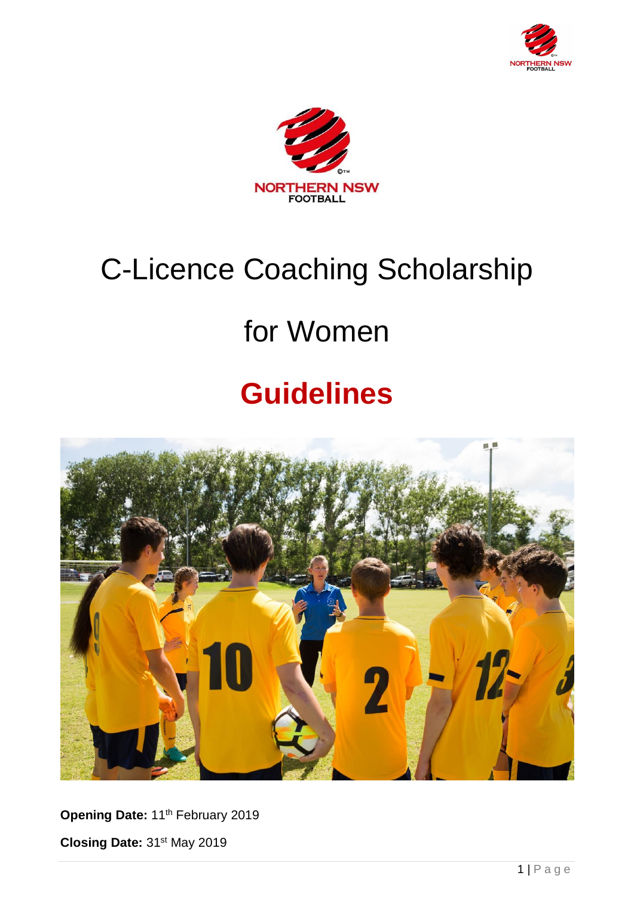# C-Licence Coaching Scholarship

# for Women

# Guidelines

**Opening Date:** 11th February 2019

**Closing Date:** 31st May 2019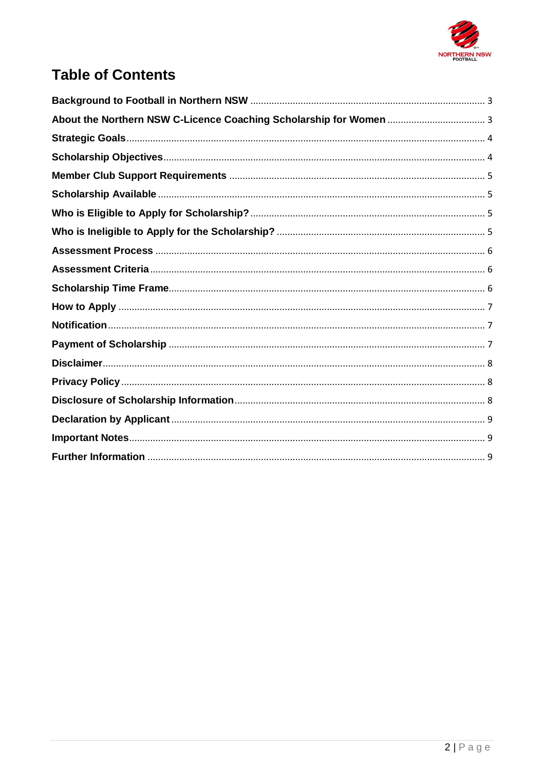# Table of Contents

| | |
|---|---|
| **Background to Football in Northern NSW** | 3 |
| **About the Northern NSW C-Licence Coaching Scholarship for Women** | 3 |
| **Strategic Goals** | 4 |
| **Scholarship Objectives** | 4 |
| **Member Club Support Requirements** | 5 |
| **Scholarship Available** | 5 |
| **Who is Eligible to Apply for Scholarship?** | 5 |
| **Who is Ineligible to Apply for the Scholarship?** | 5 |
| **Assessment Process** | 6 |
| **Assessment Criteria** | 6 |
| **Scholarship Time Frame** | 6 |
| **How to Apply** | 7 |
| **Notification** | 7 |
| **Payment of Scholarship** | 7 |
| **Disclaimer** | 8 |
| **Privacy Policy** | 8 |
| **Disclosure of Scholarship Information** | 8 |
| **Declaration by Applicant** | 9 |
| **Important Notes** | 9 |
| **Further Information** | 9 |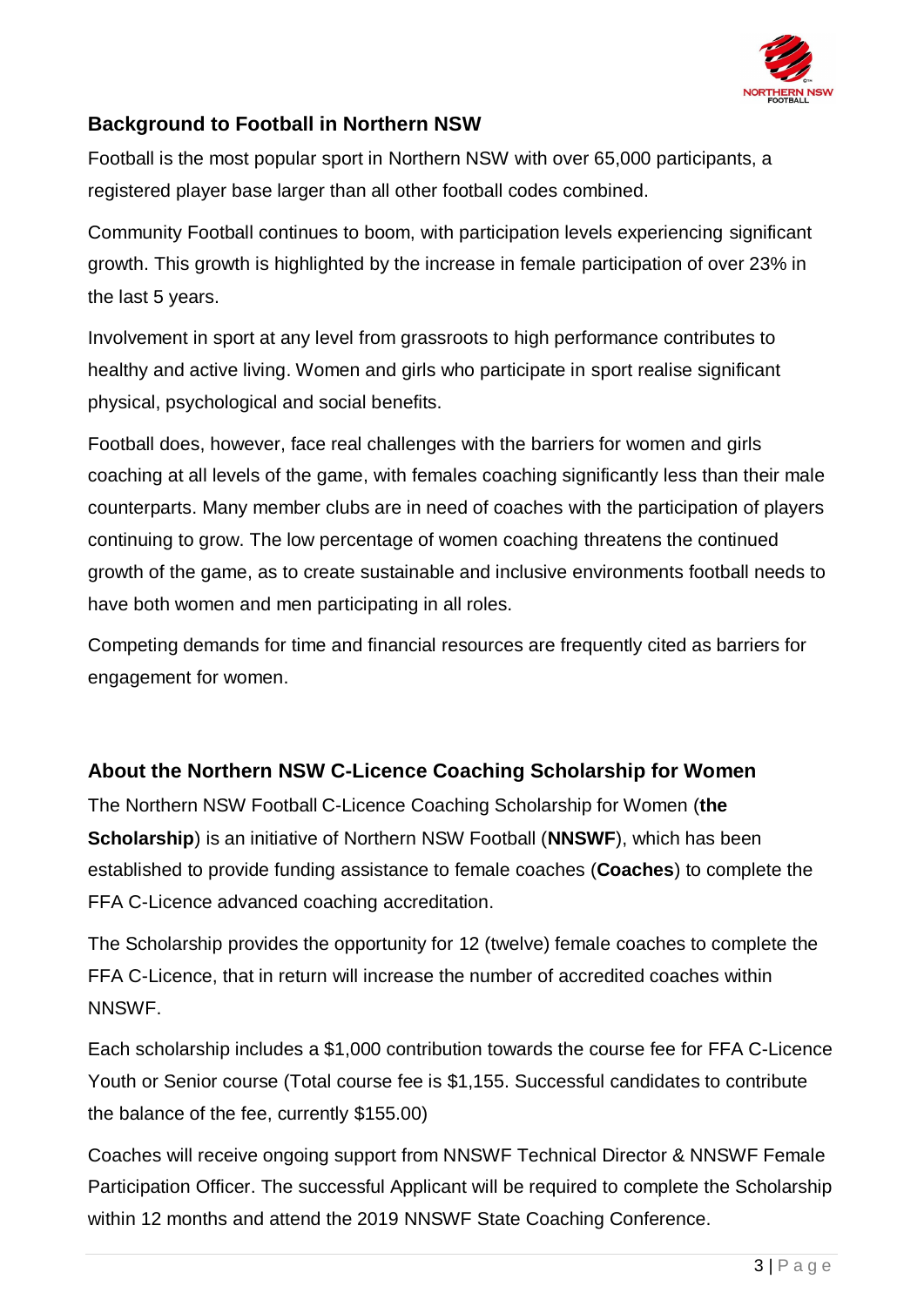## Background to Football in Northern NSW

Football is the most popular sport in Northern NSW with over 65,000 participants, a registered player base larger than all other football codes combined.

Community Football continues to boom, with participation levels experiencing significant growth. This growth is highlighted by the increase in female participation of over 23% in the last 5 years.

Involvement in sport at any level from grassroots to high performance contributes to healthy and active living. Women and girls who participate in sport realise significant physical, psychological and social benefits.

Football does, however, face real challenges with the barriers for women and girls coaching at all levels of the game, with females coaching significantly less than their male counterparts. Many member clubs are in need of coaches with the participation of players continuing to grow. The low percentage of women coaching threatens the continued growth of the game, as to create sustainable and inclusive environments football needs to have both women and men participating in all roles.

Competing demands for time and financial resources are frequently cited as barriers for engagement for women.

## About the Northern NSW C-Licence Coaching Scholarship for Women

The Northern NSW Football C-Licence Coaching Scholarship for Women (**the Scholarship**) is an initiative of Northern NSW Football (**NNSWF**), which has been established to provide funding assistance to female coaches (**Coaches**) to complete the FFA C-Licence advanced coaching accreditation.

The Scholarship provides the opportunity for 12 (twelve) female coaches to complete the FFA C-Licence, that in return will increase the number of accredited coaches within NNSWF.

Each scholarship includes a $1,000 contribution towards the course fee for FFA C-Licence Youth or Senior course (Total course fee is $1,155. Successful candidates to contribute the balance of the fee, currently $155.00)

Coaches will receive ongoing support from NNSWF Technical Director & NNSWF Female Participation Officer. The successful Applicant will be required to complete the Scholarship within 12 months and attend the 2019 NNSWF State Coaching Conference.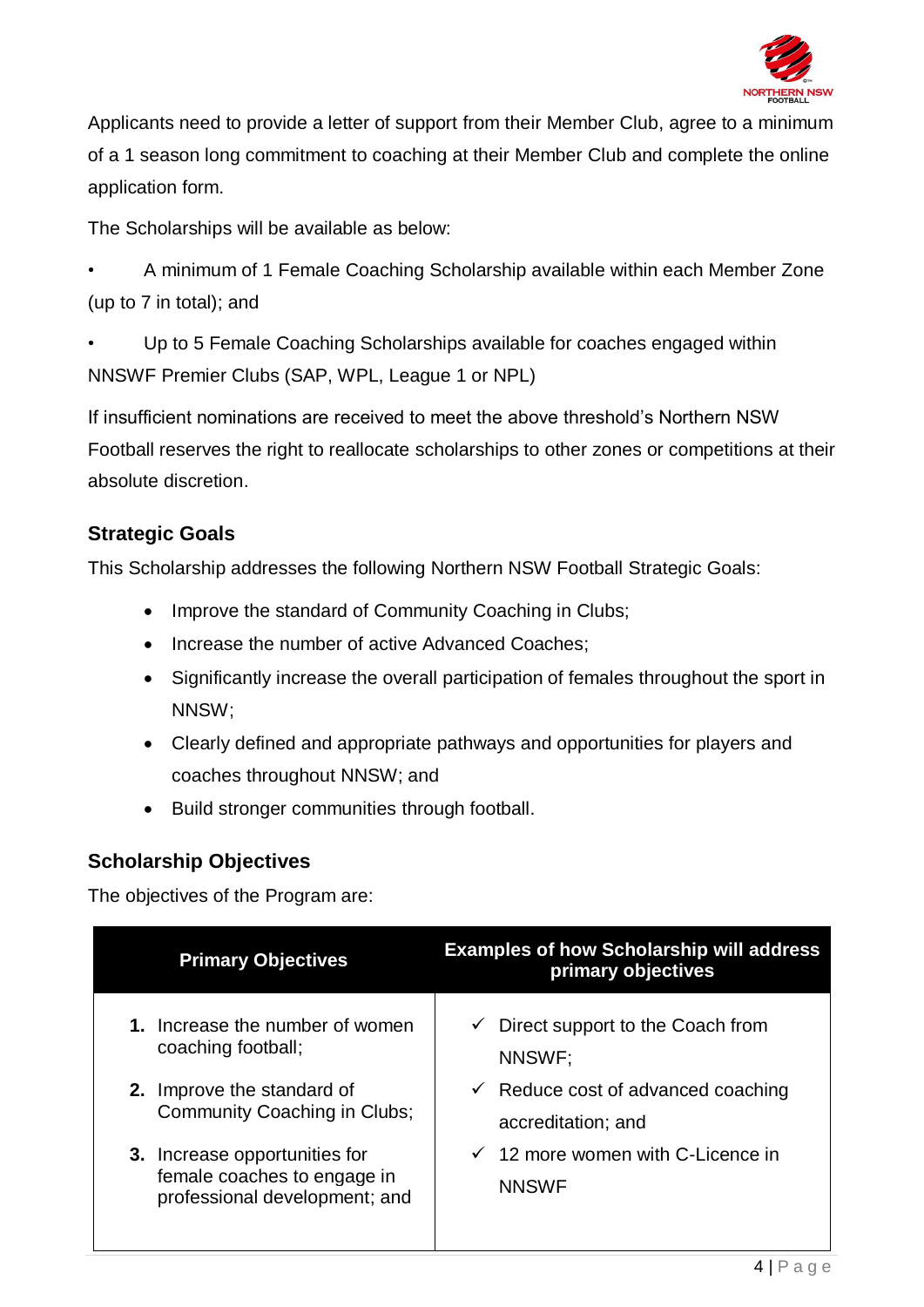Applicants need to provide a letter of support from their Member Club, agree to a minimum of a 1 season long commitment to coaching at their Member Club and complete the online application form.

The Scholarships will be available as below:

- A minimum of 1 Female Coaching Scholarship available within each Member Zone (up to 7 in total); and
- Up to 5 Female Coaching Scholarships available for coaches engaged within NNSWF Premier Clubs (SAP, WPL, League 1 or NPL)

If insufficient nominations are received to meet the above threshold's Northern NSW Football reserves the right to reallocate scholarships to other zones or competitions at their absolute discretion.

### Strategic Goals

This Scholarship addresses the following Northern NSW Football Strategic Goals:

- Improve the standard of Community Coaching in Clubs;
- Increase the number of active Advanced Coaches;
- Significantly increase the overall participation of females throughout the sport in NNSW;
- Clearly defined and appropriate pathways and opportunities for players and coaches throughout NNSW; and
- Build stronger communities through football.

### Scholarship Objectives

The objectives of the Program are:

| Primary Objectives | Examples of how Scholarship will address primary objectives |
| --- | --- |
| **1.** Increase the number of women coaching football;<br>**2.** Improve the standard of Community Coaching in Clubs;<br>**3.** Increase opportunities for female coaches to engage in professional development; and | ✓ Direct support to the Coach from NNSWF;<br>✓ Reduce cost of advanced coaching accreditation; and<br>✓ 12 more women with C-Licence in NNSWF |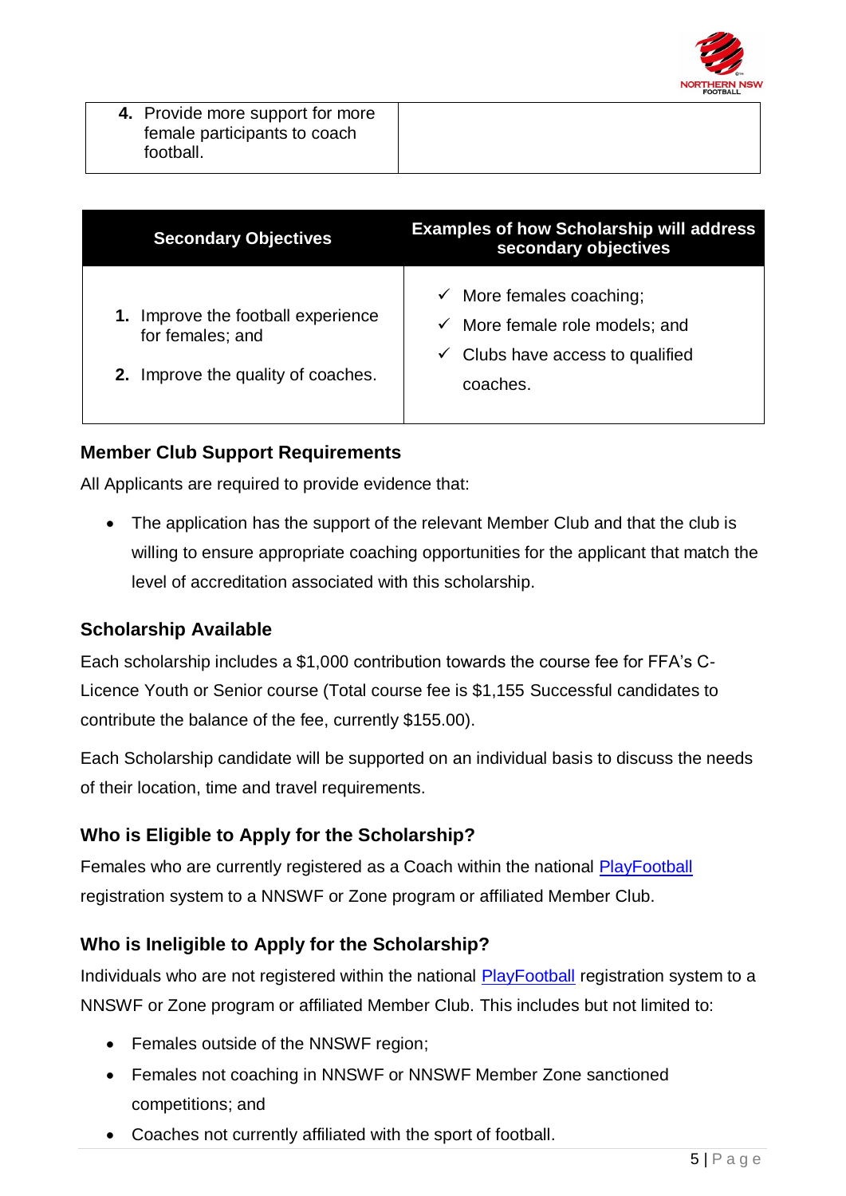| 4. Provide more support for more female participants to coach football. | |
|---|---|

| Secondary Objectives | Examples of how Scholarship will address secondary objectives |
|---|---|
| 1. Improve the football experience for females; and<br><br>2. Improve the quality of coaches. | ✓ More females coaching;<br>✓ More female role models; and<br>✓ Clubs have access to qualified coaches. |

### Member Club Support Requirements

All Applicants are required to provide evidence that:

- The application has the support of the relevant Member Club and that the club is willing to ensure appropriate coaching opportunities for the applicant that match the level of accreditation associated with this scholarship.

### Scholarship Available

Each scholarship includes a $1,000 contribution towards the course fee for FFA's C-Licence Youth or Senior course (Total course fee is $1,155 Successful candidates to contribute the balance of the fee, currently $155.00).

Each Scholarship candidate will be supported on an individual basis to discuss the needs of their location, time and travel requirements.

### Who is Eligible to Apply for the Scholarship?

Females who are currently registered as a Coach within the national PlayFootball registration system to a NNSWF or Zone program or affiliated Member Club.

### Who is Ineligible to Apply for the Scholarship?

Individuals who are not registered within the national PlayFootball registration system to a NNSWF or Zone program or affiliated Member Club. This includes but not limited to:

- Females outside of the NNSWF region;
- Females not coaching in NNSWF or NNSWF Member Zone sanctioned competitions; and
- Coaches not currently affiliated with the sport of football.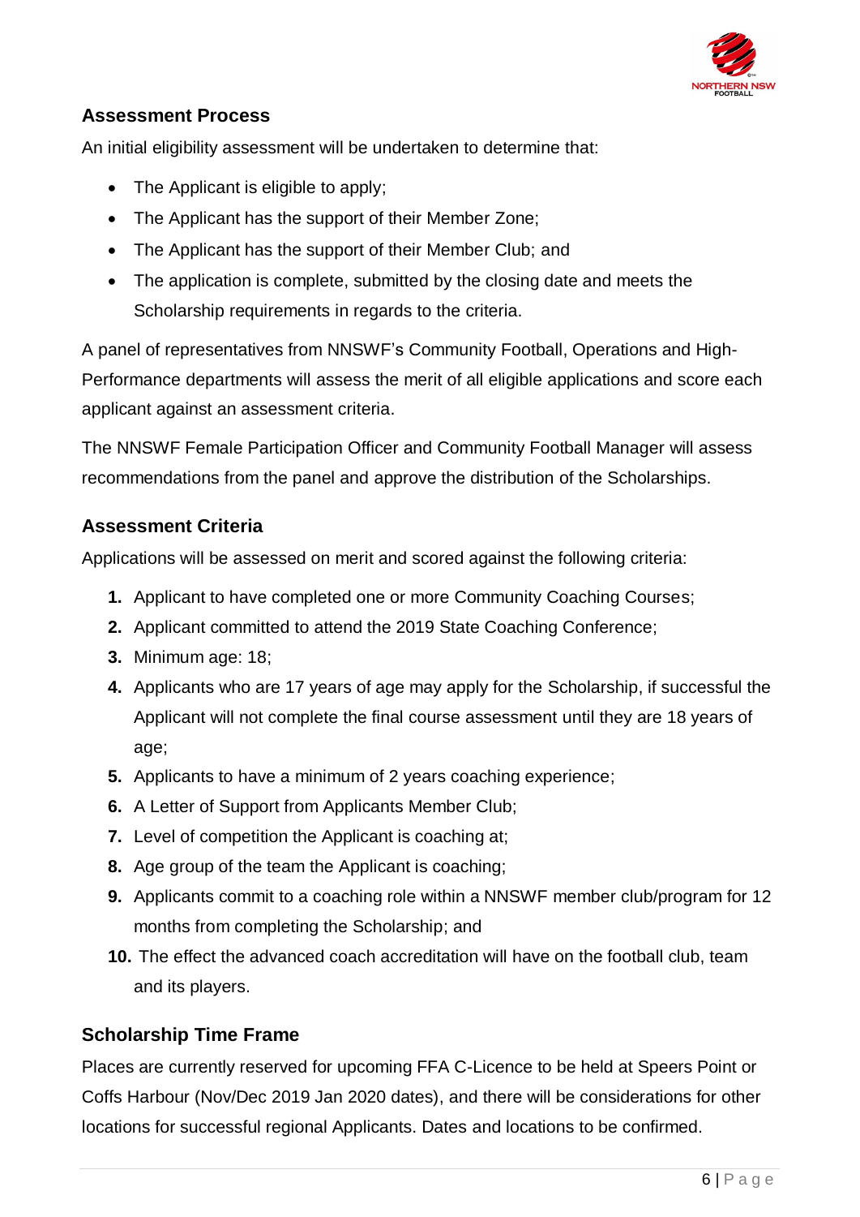## Assessment Process

An initial eligibility assessment will be undertaken to determine that:

- The Applicant is eligible to apply;
- The Applicant has the support of their Member Zone;
- The Applicant has the support of their Member Club; and
- The application is complete, submitted by the closing date and meets the Scholarship requirements in regards to the criteria.

A panel of representatives from NNSWF's Community Football, Operations and High-Performance departments will assess the merit of all eligible applications and score each applicant against an assessment criteria.

The NNSWF Female Participation Officer and Community Football Manager will assess recommendations from the panel and approve the distribution of the Scholarships.

## Assessment Criteria

Applications will be assessed on merit and scored against the following criteria:

1. Applicant to have completed one or more Community Coaching Courses;
2. Applicant committed to attend the 2019 State Coaching Conference;
3. Minimum age: 18;
4. Applicants who are 17 years of age may apply for the Scholarship, if successful the Applicant will not complete the final course assessment until they are 18 years of age;
5. Applicants to have a minimum of 2 years coaching experience;
6. A Letter of Support from Applicants Member Club;
7. Level of competition the Applicant is coaching at;
8. Age group of the team the Applicant is coaching;
9. Applicants commit to a coaching role within a NNSWF member club/program for 12 months from completing the Scholarship; and
10. The effect the advanced coach accreditation will have on the football club, team and its players.

## Scholarship Time Frame

Places are currently reserved for upcoming FFA C-Licence to be held at Speers Point or Coffs Harbour (Nov/Dec 2019 Jan 2020 dates), and there will be considerations for other locations for successful regional Applicants. Dates and locations to be confirmed.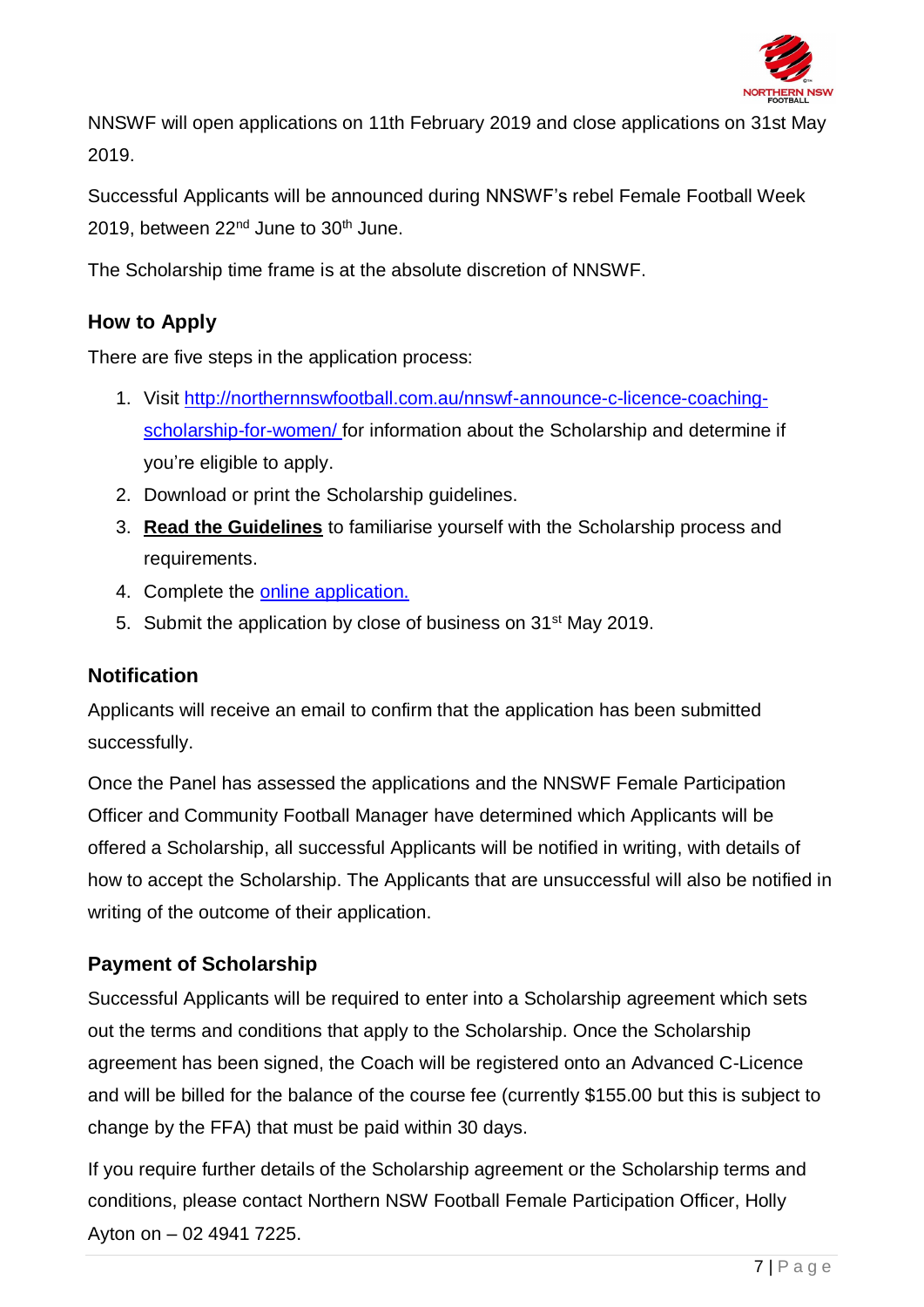NNSWF will open applications on 11th February 2019 and close applications on 31st May 2019.

Successful Applicants will be announced during NNSWF's rebel Female Football Week 2019, between 22nd June to 30th June.

The Scholarship time frame is at the absolute discretion of NNSWF.

### How to Apply

There are five steps in the application process:

1. Visit [http://northernnswfootball.com.au/nnswf-announce-c-licence-coaching-scholarship-for-women/](http://northernnswfootball.com.au/nnswf-announce-c-licence-coaching-scholarship-for-women/) for information about the Scholarship and determine if you're eligible to apply.
2. Download or print the Scholarship guidelines.
3. **Read the Guidelines** to familiarise yourself with the Scholarship process and requirements.
4. Complete the online application.
5. Submit the application by close of business on 31st May 2019.

### Notification

Applicants will receive an email to confirm that the application has been submitted successfully.

Once the Panel has assessed the applications and the NNSWF Female Participation Officer and Community Football Manager have determined which Applicants will be offered a Scholarship, all successful Applicants will be notified in writing, with details of how to accept the Scholarship. The Applicants that are unsuccessful will also be notified in writing of the outcome of their application.

### Payment of Scholarship

Successful Applicants will be required to enter into a Scholarship agreement which sets out the terms and conditions that apply to the Scholarship. Once the Scholarship agreement has been signed, the Coach will be registered onto an Advanced C-Licence and will be billed for the balance of the course fee (currently $155.00 but this is subject to change by the FFA) that must be paid within 30 days.

If you require further details of the Scholarship agreement or the Scholarship terms and conditions, please contact Northern NSW Football Female Participation Officer, Holly Ayton on – 02 4941 7225.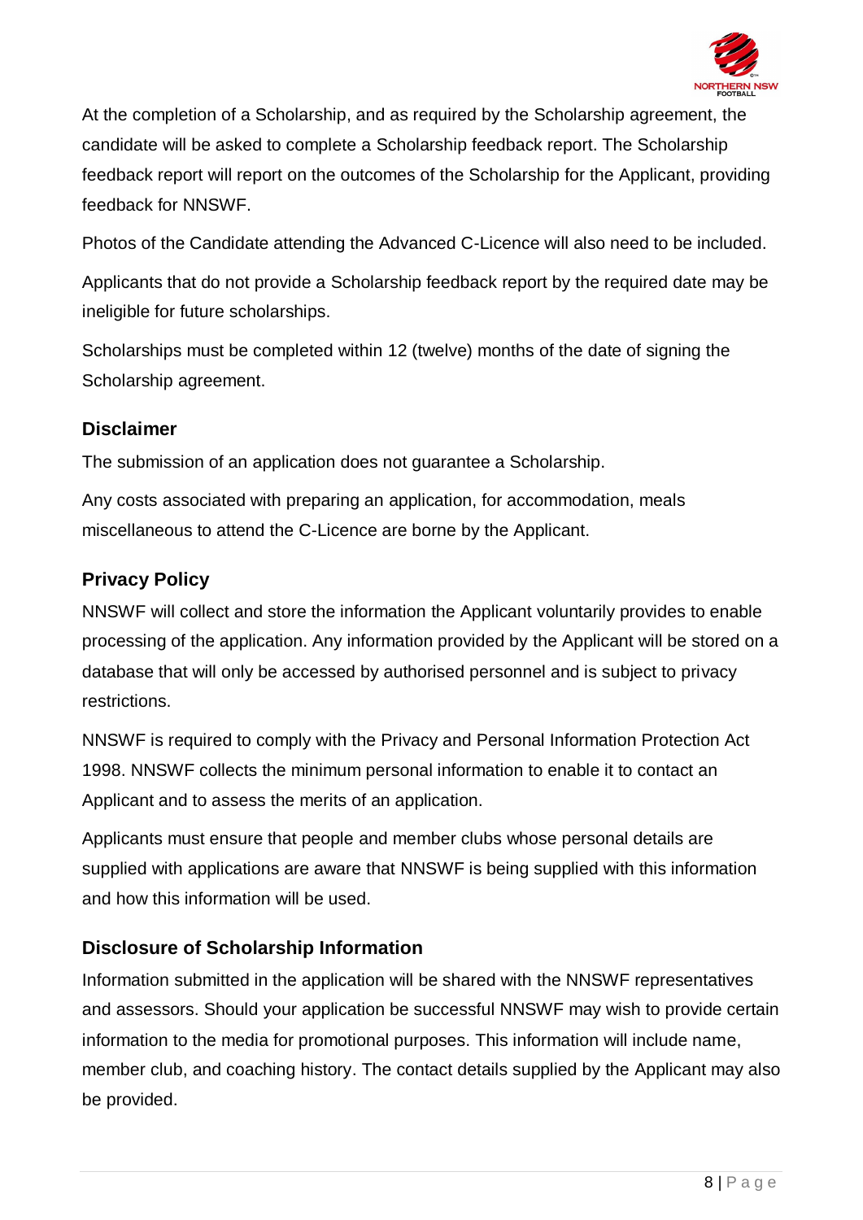At the completion of a Scholarship, and as required by the Scholarship agreement, the candidate will be asked to complete a Scholarship feedback report. The Scholarship feedback report will report on the outcomes of the Scholarship for the Applicant, providing feedback for NNSWF.

Photos of the Candidate attending the Advanced C-Licence will also need to be included.

Applicants that do not provide a Scholarship feedback report by the required date may be ineligible for future scholarships.

Scholarships must be completed within 12 (twelve) months of the date of signing the Scholarship agreement.

## Disclaimer

The submission of an application does not guarantee a Scholarship.

Any costs associated with preparing an application, for accommodation, meals miscellaneous to attend the C-Licence are borne by the Applicant.

## Privacy Policy

NNSWF will collect and store the information the Applicant voluntarily provides to enable processing of the application. Any information provided by the Applicant will be stored on a database that will only be accessed by authorised personnel and is subject to privacy restrictions.

NNSWF is required to comply with the Privacy and Personal Information Protection Act 1998. NNSWF collects the minimum personal information to enable it to contact an Applicant and to assess the merits of an application.

Applicants must ensure that people and member clubs whose personal details are supplied with applications are aware that NNSWF is being supplied with this information and how this information will be used.

## Disclosure of Scholarship Information

Information submitted in the application will be shared with the NNSWF representatives and assessors. Should your application be successful NNSWF may wish to provide certain information to the media for promotional purposes. This information will include name, member club, and coaching history. The contact details supplied by the Applicant may also be provided.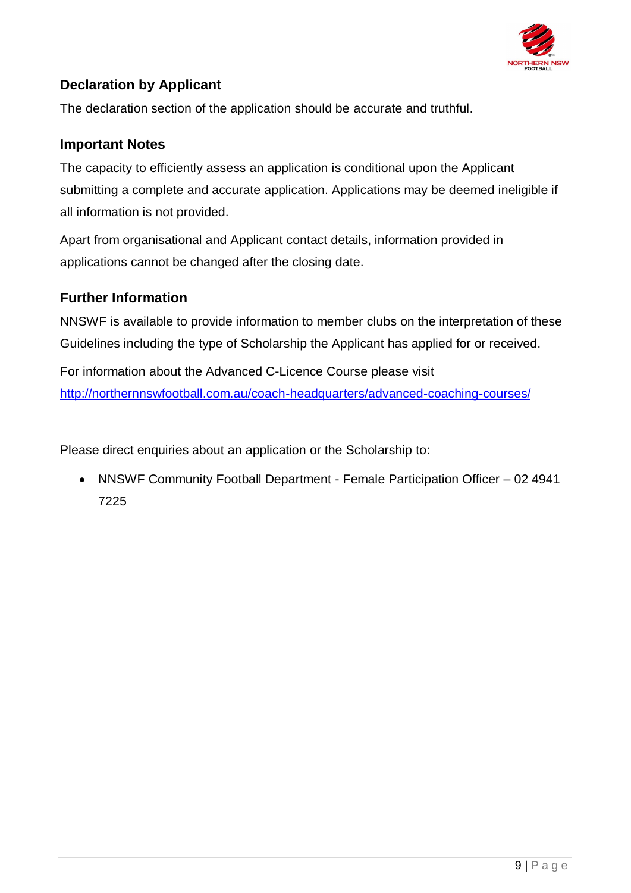## Declaration by Applicant

The declaration section of the application should be accurate and truthful.

## Important Notes

The capacity to efficiently assess an application is conditional upon the Applicant submitting a complete and accurate application. Applications may be deemed ineligible if all information is not provided.

Apart from organisational and Applicant contact details, information provided in applications cannot be changed after the closing date.

## Further Information

NNSWF is available to provide information to member clubs on the interpretation of these Guidelines including the type of Scholarship the Applicant has applied for or received.

For information about the Advanced C-Licence Course please visit http://northernnswfootball.com.au/coach-headquarters/advanced-coaching-courses/

Please direct enquiries about an application or the Scholarship to:

- NNSWF Community Football Department - Female Participation Officer – 02 4941 7225